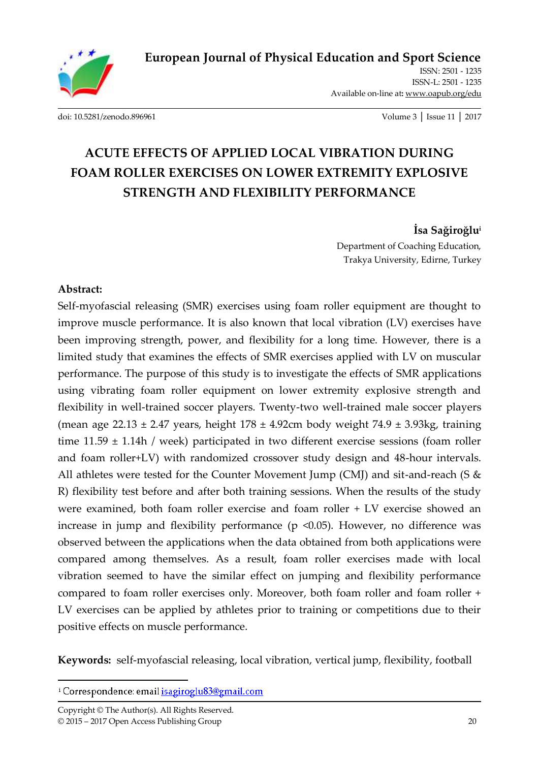# ACUTE EFFECTS OF APPLIED LOCAL VIBRATION DURING FOAM ROLLER EXERCISES ON LOWER EXTREMITY EXPLOSIVE STRENGTH AND FLEXIBILITY PERFORMANCE

**İsa Sağiroğlu**[i]

Department of Coaching Education,
Trakya University, Edirne, Turkey

**Abstract:**

Self-myofascial releasing (SMR) exercises using foam roller equipment are thought to improve muscle performance. It is also known that local vibration (LV) exercises have been improving strength, power, and flexibility for a long time. However, there is a limited study that examines the effects of SMR exercises applied with LV on muscular performance. The purpose of this study is to investigate the effects of SMR applications using vibrating foam roller equipment on lower extremity explosive strength and flexibility in well-trained soccer players. Twenty-two well-trained male soccer players (mean age 22.13 ± 2.47 years, height 178 ± 4.92cm body weight 74.9 ± 3.93kg, training time 11.59 ± 1.14h / week) participated in two different exercise sessions (foam roller and foam roller+LV) with randomized crossover study design and 48-hour intervals. All athletes were tested for the Counter Movement Jump (CMJ) and sit-and-reach (S & R) flexibility test before and after both training sessions. When the results of the study were examined, both foam roller exercise and foam roller + LV exercise showed an increase in jump and flexibility performance ($p < 0.05$). However, no difference was observed between the applications when the data obtained from both applications were compared among themselves. As a result, foam roller exercises made with local vibration seemed to have the similar effect on jumping and flexibility performance compared to foam roller exercises only. Moreover, both foam roller and foam roller + LV exercises can be applied by athletes prior to training or competitions due to their positive effects on muscle performance.

**Keywords:** self-myofascial releasing, local vibration, vertical jump, flexibility, football

---

[i] Correspondence: email isagiroglu83@gmail.com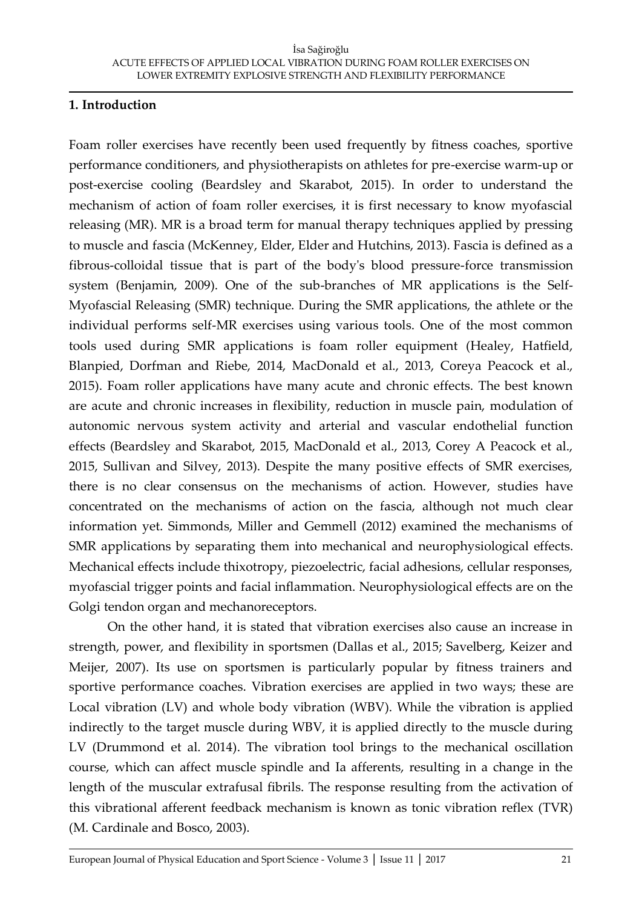## 1. Introduction

Foam roller exercises have recently been used frequently by fitness coaches, sportive performance conditioners, and physiotherapists on athletes for pre-exercise warm-up or post-exercise cooling (Beardsley and Skarabot, 2015). In order to understand the mechanism of action of foam roller exercises, it is first necessary to know myofascial releasing (MR). MR is a broad term for manual therapy techniques applied by pressing to muscle and fascia (McKenney, Elder, Elder and Hutchins, 2013). Fascia is defined as a fibrous-colloidal tissue that is part of the body's blood pressure-force transmission system (Benjamin, 2009). One of the sub-branches of MR applications is the Self-Myofascial Releasing (SMR) technique. During the SMR applications, the athlete or the individual performs self-MR exercises using various tools. One of the most common tools used during SMR applications is foam roller equipment (Healey, Hatfield, Blanpied, Dorfman and Riebe, 2014, MacDonald et al., 2013, Coreya Peacock et al., 2015). Foam roller applications have many acute and chronic effects. The best known are acute and chronic increases in flexibility, reduction in muscle pain, modulation of autonomic nervous system activity and arterial and vascular endothelial function effects (Beardsley and Skarabot, 2015, MacDonald et al., 2013, Corey A Peacock et al., 2015, Sullivan and Silvey, 2013). Despite the many positive effects of SMR exercises, there is no clear consensus on the mechanisms of action. However, studies have concentrated on the mechanisms of action on the fascia, although not much clear information yet. Simmonds, Miller and Gemmell (2012) examined the mechanisms of SMR applications by separating them into mechanical and neurophysiological effects. Mechanical effects include thixotropy, piezoelectric, facial adhesions, cellular responses, myofascial trigger points and facial inflammation. Neurophysiological effects are on the Golgi tendon organ and mechanoreceptors.

On the other hand, it is stated that vibration exercises also cause an increase in strength, power, and flexibility in sportsmen (Dallas et al., 2015; Savelberg, Keizer and Meijer, 2007). Its use on sportsmen is particularly popular by fitness trainers and sportive performance coaches. Vibration exercises are applied in two ways; these are Local vibration (LV) and whole body vibration (WBV). While the vibration is applied indirectly to the target muscle during WBV, it is applied directly to the muscle during LV (Drummond et al. 2014). The vibration tool brings to the mechanical oscillation course, which can affect muscle spindle and Ia afferents, resulting in a change in the length of the muscular extrafusal fibrils. The response resulting from the activation of this vibrational afferent feedback mechanism is known as tonic vibration reflex (TVR) (M. Cardinale and Bosco, 2003).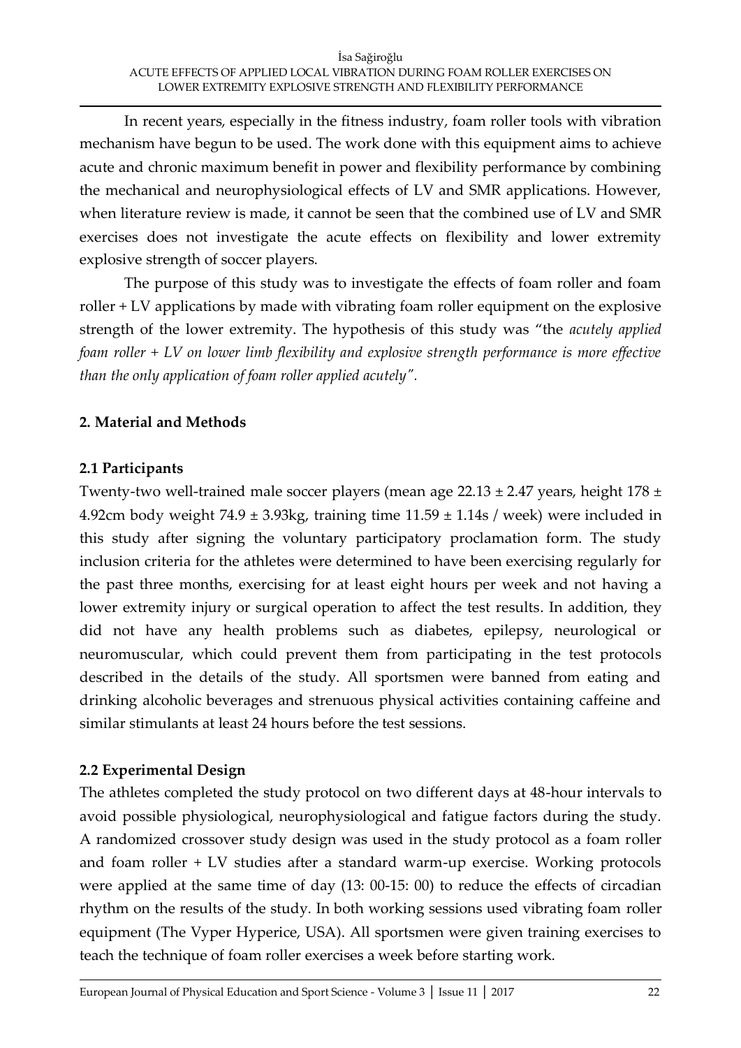In recent years, especially in the fitness industry, foam roller tools with vibration mechanism have begun to be used. The work done with this equipment aims to achieve acute and chronic maximum benefit in power and flexibility performance by combining the mechanical and neurophysiological effects of LV and SMR applications. However, when literature review is made, it cannot be seen that the combined use of LV and SMR exercises does not investigate the acute effects on flexibility and lower extremity explosive strength of soccer players.

The purpose of this study was to investigate the effects of foam roller and foam roller + LV applications by made with vibrating foam roller equipment on the explosive strength of the lower extremity. The hypothesis of this study was "the *acutely applied foam roller + LV on lower limb flexibility and explosive strength performance is more effective than the only application of foam roller applied acutely*".

## 2. Material and Methods

### 2.1 Participants

Twenty-two well-trained male soccer players (mean age 22.13 ± 2.47 years, height 178 ± 4.92cm body weight 74.9 ± 3.93kg, training time 11.59 ± 1.14s / week) were included in this study after signing the voluntary participatory proclamation form. The study inclusion criteria for the athletes were determined to have been exercising regularly for the past three months, exercising for at least eight hours per week and not having a lower extremity injury or surgical operation to affect the test results. In addition, they did not have any health problems such as diabetes, epilepsy, neurological or neuromuscular, which could prevent them from participating in the test protocols described in the details of the study. All sportsmen were banned from eating and drinking alcoholic beverages and strenuous physical activities containing caffeine and similar stimulants at least 24 hours before the test sessions.

### 2.2 Experimental Design

The athletes completed the study protocol on two different days at 48-hour intervals to avoid possible physiological, neurophysiological and fatigue factors during the study. A randomized crossover study design was used in the study protocol as a foam roller and foam roller + LV studies after a standard warm-up exercise. Working protocols were applied at the same time of day (13: 00-15: 00) to reduce the effects of circadian rhythm on the results of the study. In both working sessions used vibrating foam roller equipment (The Vyper Hyperice, USA). All sportsmen were given training exercises to teach the technique of foam roller exercises a week before starting work.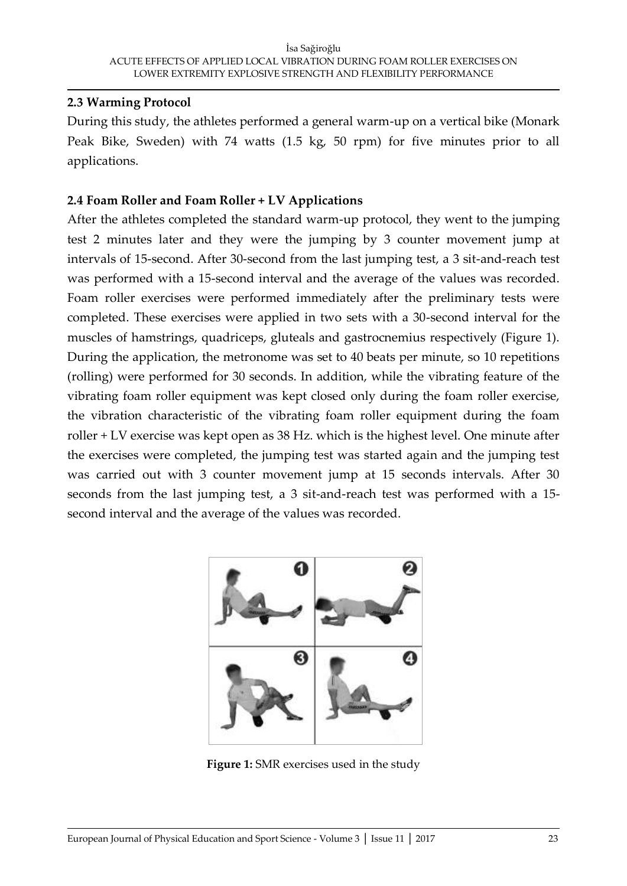### 2.3 Warming Protocol

During this study, the athletes performed a general warm-up on a vertical bike (Monark Peak Bike, Sweden) with 74 watts (1.5 kg, 50 rpm) for five minutes prior to all applications.

### 2.4 Foam Roller and Foam Roller + LV Applications

After the athletes completed the standard warm-up protocol, they went to the jumping test 2 minutes later and they were the jumping by 3 counter movement jump at intervals of 15-second. After 30-second from the last jumping test, a 3 sit-and-reach test was performed with a 15-second interval and the average of the values was recorded. Foam roller exercises were performed immediately after the preliminary tests were completed. These exercises were applied in two sets with a 30-second interval for the muscles of hamstrings, quadriceps, gluteals and gastrocnemius respectively (Figure 1). During the application, the metronome was set to 40 beats per minute, so 10 repetitions (rolling) were performed for 30 seconds. In addition, while the vibrating feature of the vibrating foam roller equipment was kept closed only during the foam roller exercise, the vibration characteristic of the vibrating foam roller equipment during the foam roller + LV exercise was kept open as 38 Hz. which is the highest level. One minute after the exercises were completed, the jumping test was started again and the jumping test was carried out with 3 counter movement jump at 15 seconds intervals. After 30 seconds from the last jumping test, a 3 sit-and-reach test was performed with a 15-second interval and the average of the values was recorded.

**Figure 1:** SMR exercises used in the study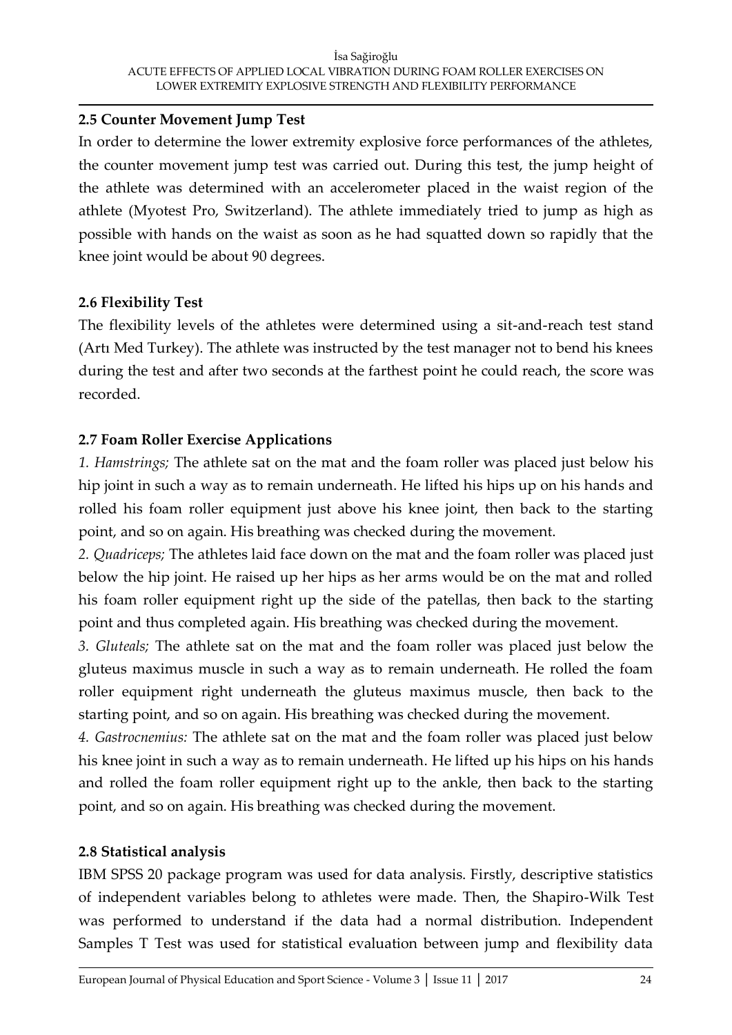### 2.5 Counter Movement Jump Test

In order to determine the lower extremity explosive force performances of the athletes, the counter movement jump test was carried out. During this test, the jump height of the athlete was determined with an accelerometer placed in the waist region of the athlete (Myotest Pro, Switzerland). The athlete immediately tried to jump as high as possible with hands on the waist as soon as he had squatted down so rapidly that the knee joint would be about 90 degrees.

### 2.6 Flexibility Test

The flexibility levels of the athletes were determined using a sit-and-reach test stand (Artı Med Turkey). The athlete was instructed by the test manager not to bend his knees during the test and after two seconds at the farthest point he could reach, the score was recorded.

### 2.7 Foam Roller Exercise Applications

*1. Hamstrings;* The athlete sat on the mat and the foam roller was placed just below his hip joint in such a way as to remain underneath. He lifted his hips up on his hands and rolled his foam roller equipment just above his knee joint, then back to the starting point, and so on again. His breathing was checked during the movement.

*2. Quadriceps;* The athletes laid face down on the mat and the foam roller was placed just below the hip joint. He raised up her hips as her arms would be on the mat and rolled his foam roller equipment right up the side of the patellas, then back to the starting point and thus completed again. His breathing was checked during the movement.

*3. Gluteals;* The athlete sat on the mat and the foam roller was placed just below the gluteus maximus muscle in such a way as to remain underneath. He rolled the foam roller equipment right underneath the gluteus maximus muscle, then back to the starting point, and so on again. His breathing was checked during the movement.

*4. Gastrocnemius:* The athlete sat on the mat and the foam roller was placed just below his knee joint in such a way as to remain underneath. He lifted up his hips on his hands and rolled the foam roller equipment right up to the ankle, then back to the starting point, and so on again. His breathing was checked during the movement.

### 2.8 Statistical analysis

IBM SPSS 20 package program was used for data analysis. Firstly, descriptive statistics of independent variables belong to athletes were made. Then, the Shapiro-Wilk Test was performed to understand if the data had a normal distribution. Independent Samples T Test was used for statistical evaluation between jump and flexibility data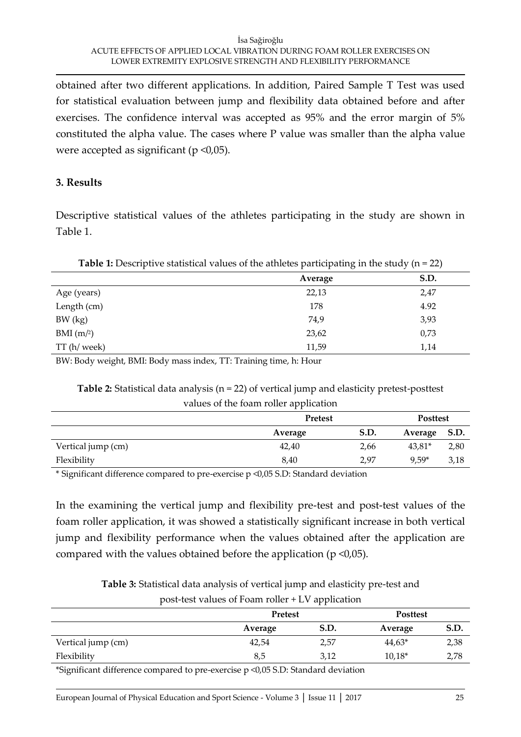obtained after two different applications. In addition, Paired Sample T Test was used for statistical evaluation between jump and flexibility data obtained before and after exercises. The confidence interval was accepted as 95% and the error margin of 5% constituted the alpha value. The cases where P value was smaller than the alpha value were accepted as significant ($p < 0{,}05$).

## 3. Results

Descriptive statistical values of the athletes participating in the study are shown in Table 1.

**Table 1:** Descriptive statistical values of the athletes participating in the study (n = 22)

| | Average | S.D. |
|---|---|---|
| Age (years) | 22,13 | 2,47 |
| Length (cm) | 178 | 4.92 |
| BW (kg) | 74,9 | 3,93 |
| BMI ($m/^2$) | 23,62 | 0,73 |
| TT (h/ week) | 11,59 | 1,14 |

BW: Body weight, BMI: Body mass index, TT: Training time, h: Hour

**Table 2:** Statistical data analysis (n = 22) of vertical jump and elasticity pretest-posttest values of the foam roller application

| | Pretest | | Posttest | |
|---|---|---|---|---|
| | Average | S.D. | Average | S.D. |
| Vertical jump (cm) | 42,40 | 2,66 | 43,81* | 2,80 |
| Flexibility | 8,40 | 2,97 | 9,59* | 3,18 |

* Significant difference compared to pre-exercise $p < 0{,}05$ S.D: Standard deviation

In the examining the vertical jump and flexibility pre-test and post-test values of the foam roller application, it was showed a statistically significant increase in both vertical jump and flexibility performance when the values obtained after the application are compared with the values obtained before the application ($p < 0{,}05$).

**Table 3:** Statistical data analysis of vertical jump and elasticity pre-test and post-test values of Foam roller + LV application

| | Pretest | | Posttest | |
|---|---|---|---|---|
| | Average | S.D. | Average | S.D. |
| Vertical jump (cm) | 42,54 | 2,57 | 44,63* | 2,38 |
| Flexibility | 8,5 | 3,12 | 10,18* | 2,78 |

*Significant difference compared to pre-exercise $p < 0{,}05$ S.D: Standard deviation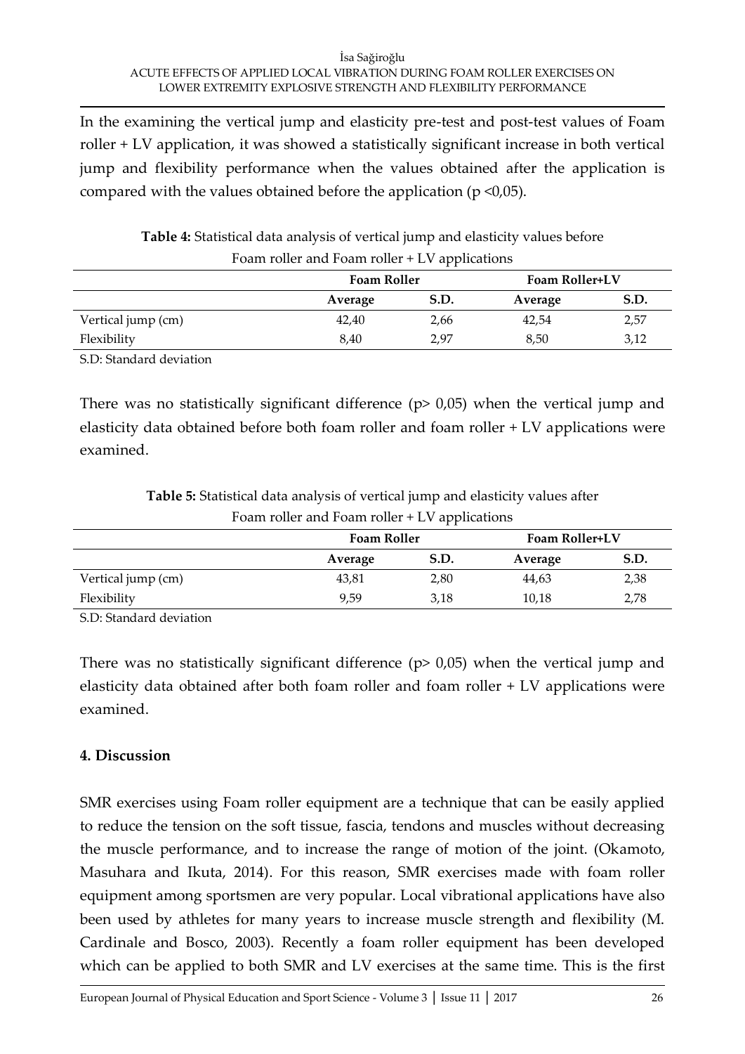In the examining the vertical jump and elasticity pre-test and post-test values of Foam roller + LV application, it was showed a statistically significant increase in both vertical jump and flexibility performance when the values obtained after the application is compared with the values obtained before the application ($p < 0,05$).

**Table 4:** Statistical data analysis of vertical jump and elasticity values before Foam roller and Foam roller + LV applications

| | Foam Roller | | Foam Roller+LV | |
|---|---|---|---|---|
| | **Average** | **S.D.** | **Average** | **S.D.** |
| Vertical jump (cm) | 42,40 | 2,66 | 42,54 | 2,57 |
| Flexibility | 8,40 | 2,97 | 8,50 | 3,12 |

S.D: Standard deviation

There was no statistically significant difference ($p > 0,05$) when the vertical jump and elasticity data obtained before both foam roller and foam roller + LV applications were examined.

**Table 5:** Statistical data analysis of vertical jump and elasticity values after Foam roller and Foam roller + LV applications

| | Foam Roller | | Foam Roller+LV | |
|---|---|---|---|---|
| | **Average** | **S.D.** | **Average** | **S.D.** |
| Vertical jump (cm) | 43,81 | 2,80 | 44,63 | 2,38 |
| Flexibility | 9,59 | 3,18 | 10,18 | 2,78 |

S.D: Standard deviation

There was no statistically significant difference ($p > 0,05$) when the vertical jump and elasticity data obtained after both foam roller and foam roller + LV applications were examined.

## 4. Discussion

SMR exercises using Foam roller equipment are a technique that can be easily applied to reduce the tension on the soft tissue, fascia, tendons and muscles without decreasing the muscle performance, and to increase the range of motion of the joint. (Okamoto, Masuhara and Ikuta, 2014). For this reason, SMR exercises made with foam roller equipment among sportsmen are very popular. Local vibrational applications have also been used by athletes for many years to increase muscle strength and flexibility (M. Cardinale and Bosco, 2003). Recently a foam roller equipment has been developed which can be applied to both SMR and LV exercises at the same time. This is the first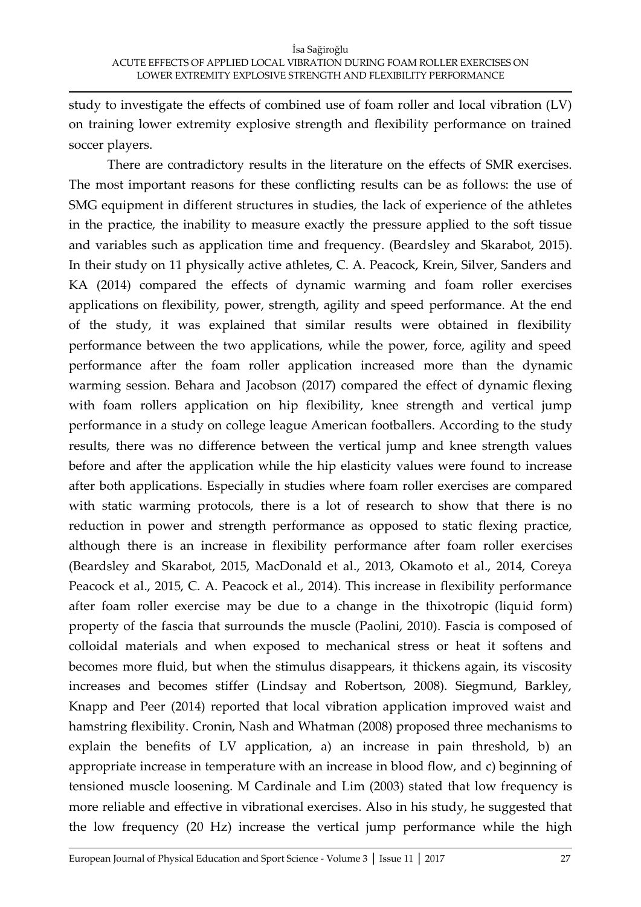study to investigate the effects of combined use of foam roller and local vibration (LV) on training lower extremity explosive strength and flexibility performance on trained soccer players.

There are contradictory results in the literature on the effects of SMR exercises. The most important reasons for these conflicting results can be as follows: the use of SMG equipment in different structures in studies, the lack of experience of the athletes in the practice, the inability to measure exactly the pressure applied to the soft tissue and variables such as application time and frequency. (Beardsley and Skarabot, 2015). In their study on 11 physically active athletes, C. A. Peacock, Krein, Silver, Sanders and KA (2014) compared the effects of dynamic warming and foam roller exercises applications on flexibility, power, strength, agility and speed performance. At the end of the study, it was explained that similar results were obtained in flexibility performance between the two applications, while the power, force, agility and speed performance after the foam roller application increased more than the dynamic warming session. Behara and Jacobson (2017) compared the effect of dynamic flexing with foam rollers application on hip flexibility, knee strength and vertical jump performance in a study on college league American footballers. According to the study results, there was no difference between the vertical jump and knee strength values before and after the application while the hip elasticity values were found to increase after both applications. Especially in studies where foam roller exercises are compared with static warming protocols, there is a lot of research to show that there is no reduction in power and strength performance as opposed to static flexing practice, although there is an increase in flexibility performance after foam roller exercises (Beardsley and Skarabot, 2015, MacDonald et al., 2013, Okamoto et al., 2014, Coreya Peacock et al., 2015, C. A. Peacock et al., 2014). This increase in flexibility performance after foam roller exercise may be due to a change in the thixotropic (liquid form) property of the fascia that surrounds the muscle (Paolini, 2010). Fascia is composed of colloidal materials and when exposed to mechanical stress or heat it softens and becomes more fluid, but when the stimulus disappears, it thickens again, its viscosity increases and becomes stiffer (Lindsay and Robertson, 2008). Siegmund, Barkley, Knapp and Peer (2014) reported that local vibration application improved waist and hamstring flexibility. Cronin, Nash and Whatman (2008) proposed three mechanisms to explain the benefits of LV application, a) an increase in pain threshold, b) an appropriate increase in temperature with an increase in blood flow, and c) beginning of tensioned muscle loosening. M Cardinale and Lim (2003) stated that low frequency is more reliable and effective in vibrational exercises. Also in his study, he suggested that the low frequency (20 Hz) increase the vertical jump performance while the high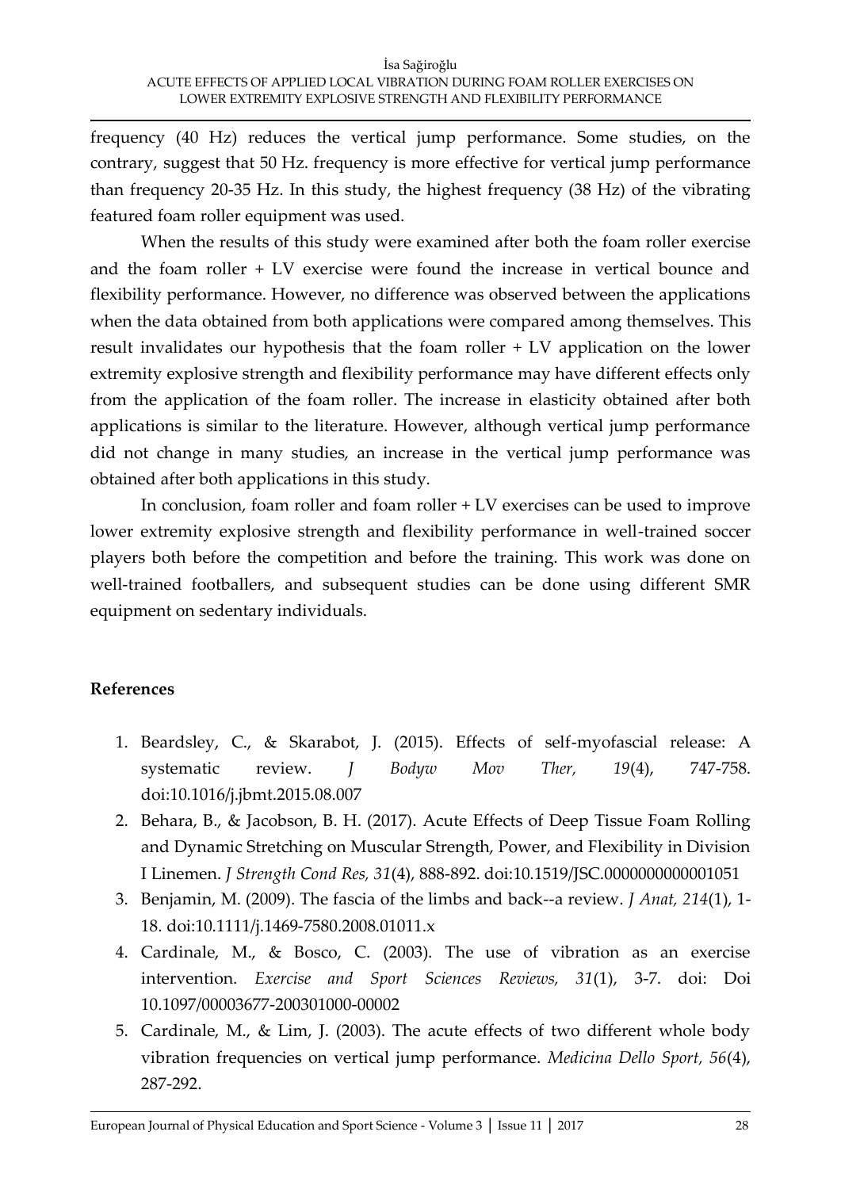frequency (40 Hz) reduces the vertical jump performance. Some studies, on the contrary, suggest that 50 Hz. frequency is more effective for vertical jump performance than frequency 20-35 Hz. In this study, the highest frequency (38 Hz) of the vibrating featured foam roller equipment was used.

When the results of this study were examined after both the foam roller exercise and the foam roller + LV exercise were found the increase in vertical bounce and flexibility performance. However, no difference was observed between the applications when the data obtained from both applications were compared among themselves. This result invalidates our hypothesis that the foam roller + LV application on the lower extremity explosive strength and flexibility performance may have different effects only from the application of the foam roller. The increase in elasticity obtained after both applications is similar to the literature. However, although vertical jump performance did not change in many studies, an increase in the vertical jump performance was obtained after both applications in this study.

In conclusion, foam roller and foam roller + LV exercises can be used to improve lower extremity explosive strength and flexibility performance in well-trained soccer players both before the competition and before the training. This work was done on well-trained footballers, and subsequent studies can be done using different SMR equipment on sedentary individuals.

## References

1. Beardsley, C., & Skarabot, J. (2015). Effects of self-myofascial release: A systematic review. *J Bodyw Mov Ther, 19*(4), 747-758. doi:10.1016/j.jbmt.2015.08.007
2. Behara, B., & Jacobson, B. H. (2017). Acute Effects of Deep Tissue Foam Rolling and Dynamic Stretching on Muscular Strength, Power, and Flexibility in Division I Linemen. *J Strength Cond Res, 31*(4), 888-892. doi:10.1519/JSC.0000000000001051
3. Benjamin, M. (2009). The fascia of the limbs and back--a review. *J Anat, 214*(1), 1-18. doi:10.1111/j.1469-7580.2008.01011.x
4. Cardinale, M., & Bosco, C. (2003). The use of vibration as an exercise intervention. *Exercise and Sport Sciences Reviews, 31*(1), 3-7. doi: Doi 10.1097/00003677-200301000-00002
5. Cardinale, M., & Lim, J. (2003). The acute effects of two different whole body vibration frequencies on vertical jump performance. *Medicina Dello Sport, 56*(4), 287-292.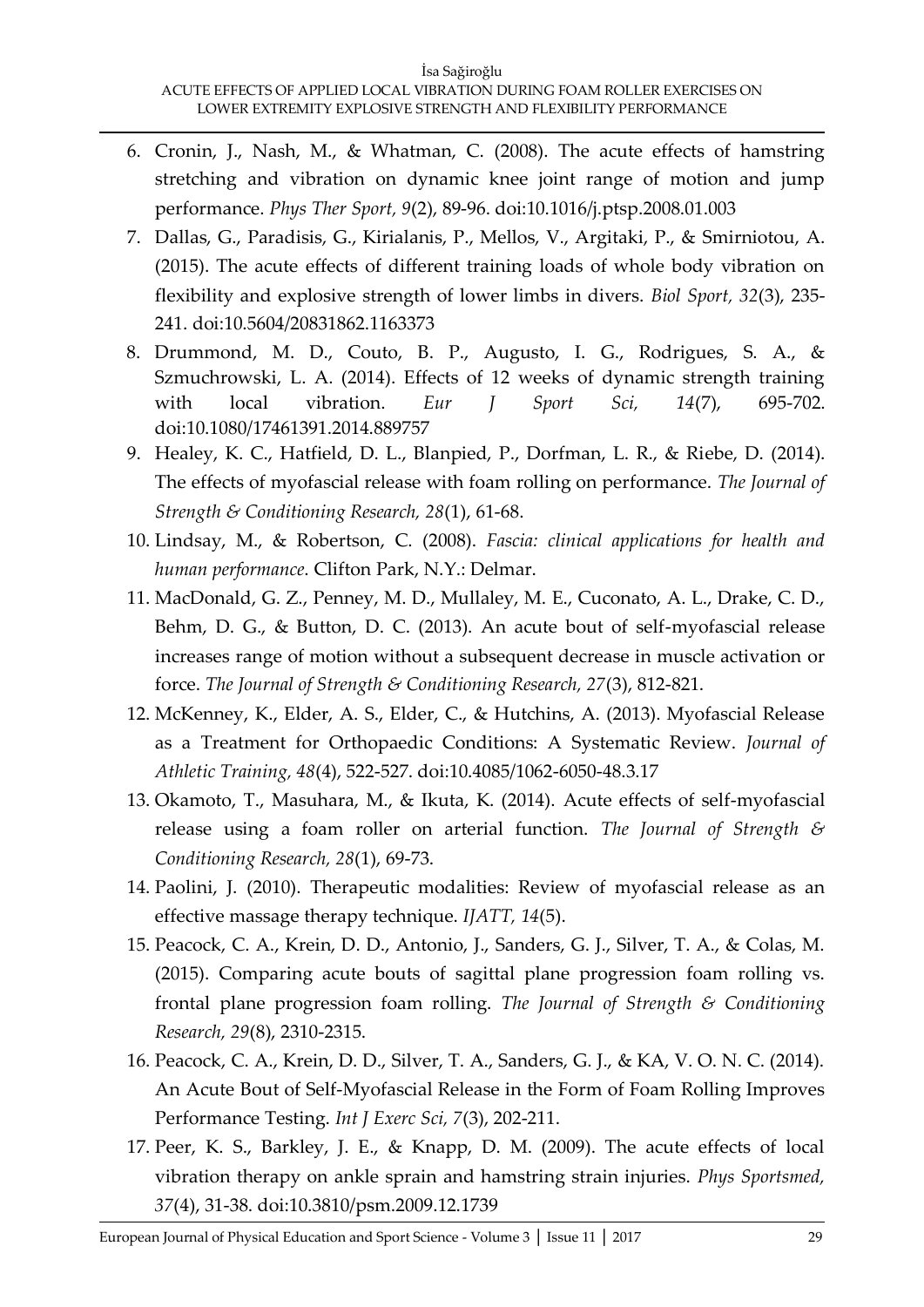6. Cronin, J., Nash, M., & Whatman, C. (2008). The acute effects of hamstring stretching and vibration on dynamic knee joint range of motion and jump performance. *Phys Ther Sport, 9*(2), 89-96. doi:10.1016/j.ptsp.2008.01.003
7. Dallas, G., Paradisis, G., Kirialanis, P., Mellos, V., Argitaki, P., & Smirniotou, A. (2015). The acute effects of different training loads of whole body vibration on flexibility and explosive strength of lower limbs in divers. *Biol Sport, 32*(3), 235-241. doi:10.5604/20831862.1163373
8. Drummond, M. D., Couto, B. P., Augusto, I. G., Rodrigues, S. A., & Szmuchrowski, L. A. (2014). Effects of 12 weeks of dynamic strength training with local vibration. *Eur J Sport Sci, 14*(7), 695-702. doi:10.1080/17461391.2014.889757
9. Healey, K. C., Hatfield, D. L., Blanpied, P., Dorfman, L. R., & Riebe, D. (2014). The effects of myofascial release with foam rolling on performance. *The Journal of Strength & Conditioning Research, 28*(1), 61-68.
10. Lindsay, M., & Robertson, C. (2008). *Fascia: clinical applications for health and human performance*. Clifton Park, N.Y.: Delmar.
11. MacDonald, G. Z., Penney, M. D., Mullaley, M. E., Cuconato, A. L., Drake, C. D., Behm, D. G., & Button, D. C. (2013). An acute bout of self-myofascial release increases range of motion without a subsequent decrease in muscle activation or force. *The Journal of Strength & Conditioning Research, 27*(3), 812-821.
12. McKenney, K., Elder, A. S., Elder, C., & Hutchins, A. (2013). Myofascial Release as a Treatment for Orthopaedic Conditions: A Systematic Review. *Journal of Athletic Training, 48*(4), 522-527. doi:10.4085/1062-6050-48.3.17
13. Okamoto, T., Masuhara, M., & Ikuta, K. (2014). Acute effects of self-myofascial release using a foam roller on arterial function. *The Journal of Strength & Conditioning Research, 28*(1), 69-73.
14. Paolini, J. (2010). Therapeutic modalities: Review of myofascial release as an effective massage therapy technique. *IJATT, 14*(5).
15. Peacock, C. A., Krein, D. D., Antonio, J., Sanders, G. J., Silver, T. A., & Colas, M. (2015). Comparing acute bouts of sagittal plane progression foam rolling vs. frontal plane progression foam rolling. *The Journal of Strength & Conditioning Research, 29*(8), 2310-2315.
16. Peacock, C. A., Krein, D. D., Silver, T. A., Sanders, G. J., & KA, V. O. N. C. (2014). An Acute Bout of Self-Myofascial Release in the Form of Foam Rolling Improves Performance Testing. *Int J Exerc Sci, 7*(3), 202-211.
17. Peer, K. S., Barkley, J. E., & Knapp, D. M. (2009). The acute effects of local vibration therapy on ankle sprain and hamstring strain injuries. *Phys Sportsmed, 37*(4), 31-38. doi:10.3810/psm.2009.12.1739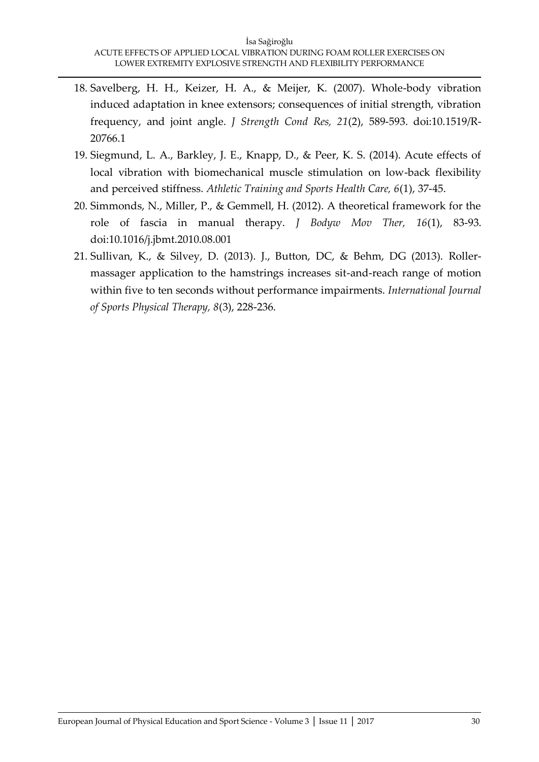18. Savelberg, H. H., Keizer, H. A., & Meijer, K. (2007). Whole-body vibration induced adaptation in knee extensors; consequences of initial strength, vibration frequency, and joint angle. *J Strength Cond Res, 21*(2), 589-593. doi:10.1519/R-20766.1
19. Siegmund, L. A., Barkley, J. E., Knapp, D., & Peer, K. S. (2014). Acute effects of local vibration with biomechanical muscle stimulation on low-back flexibility and perceived stiffness. *Athletic Training and Sports Health Care, 6*(1), 37-45.
20. Simmonds, N., Miller, P., & Gemmell, H. (2012). A theoretical framework for the role of fascia in manual therapy. *J Bodyw Mov Ther, 16*(1), 83-93. doi:10.1016/j.jbmt.2010.08.001
21. Sullivan, K., & Silvey, D. (2013). J., Button, DC, & Behm, DG (2013). Roller-massager application to the hamstrings increases sit-and-reach range of motion within five to ten seconds without performance impairments. *International Journal of Sports Physical Therapy, 8*(3), 228-236.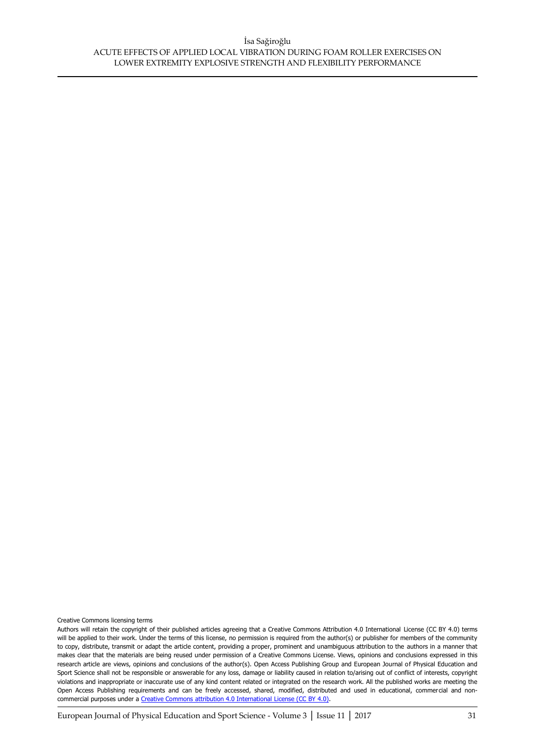Creative Commons licensing terms

Authors will retain the copyright of their published articles agreeing that a Creative Commons Attribution 4.0 International License (CC BY 4.0) terms will be applied to their work. Under the terms of this license, no permission is required from the author(s) or publisher for members of the community to copy, distribute, transmit or adapt the article content, providing a proper, prominent and unambiguous attribution to the authors in a manner that makes clear that the materials are being reused under permission of a Creative Commons License. Views, opinions and conclusions expressed in this research article are views, opinions and conclusions of the author(s). Open Access Publishing Group and European Journal of Physical Education and Sport Science shall not be responsible or answerable for any loss, damage or liability caused in relation to/arising out of conflict of interests, copyright violations and inappropriate or inaccurate use of any kind content related or integrated on the research work. All the published works are meeting the Open Access Publishing requirements and can be freely accessed, shared, modified, distributed and used in educational, commercial and non-commercial purposes under a [Creative Commons attribution 4.0 International License (CC BY 4.0)](https://creativecommons.org/licenses/by/4.0/).